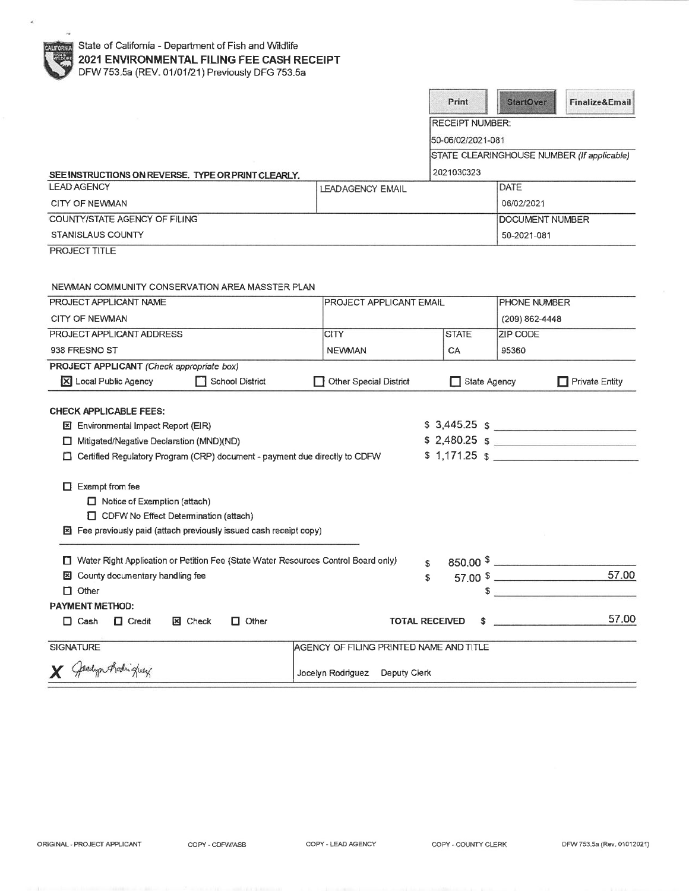State of California - Department of Fish and Wildlife
**2021 ENVIRONMENTAL FILING FEE CASH RECEIPT**
DFW 753.5a (REV. 01/01/21) Previously DFG 753.5a

Print | StartOver | Finalize&Email

RECEIPT NUMBER:
50-06/02/2021-081

STATE CLEARINGHOUSE NUMBER (If applicable)
2021030323

SEE INSTRUCTIONS ON REVERSE. TYPE OR PRINT CLEARLY.

| LEAD AGENCY | LEADAGENCY EMAIL | DATE |
|---|---|---|
| CITY OF NEWMAN | | 06/02/2021 |
| COUNTY/STATE AGENCY OF FILING | | DOCUMENT NUMBER |
| STANISLAUS COUNTY | | 50-2021-081 |

PROJECT TITLE

NEWMAN COMMUNITY CONSERVATION AREA MASSTER PLAN

| PROJECT APPLICANT NAME | PROJECT APPLICANT EMAIL | | PHONE NUMBER |
|---|---|---|---|
| CITY OF NEWMAN | | | (209) 862-4448 |
| PROJECT APPLICANT ADDRESS | CITY | STATE | ZIP CODE |
| 938 FRESNO ST | NEWMAN | CA | 95360 |

**PROJECT APPLICANT** *(Check appropriate box)*

☒ Local Public Agency ☐ School District ☐ Other Special District ☐ State Agency ☐ Private Entity

**CHECK APPLICABLE FEES:**

| | | |
|---|---|---|
| ☒ Environmental Impact Report (EIR) | $ 3,445.25 | $ |
| ☐ Mitigated/Negative Declaration (MND)(ND) | $ 2,480.25 | $ |
| ☐ Certified Regulatory Program (CRP) document - payment due directly to CDFW | $ 1,171.25 | $ |

☐ Exempt from fee
- ☐ Notice of Exemption (attach)
- ☐ CDFW No Effect Determination (attach)

☒ Fee previously paid (attach previously issued cash receipt copy)

| | | |
|---|---|---|
| ☐ Water Right Application or Petition Fee (State Water Resources Control Board only) | $ 850.00 | $ |
| ☒ County documentary handling fee | $ 57.00 | $ 57.00 |
| ☐ Other | | $ |

**PAYMENT METHOD:**

☐ Cash ☐ Credit ☒ Check ☐ Other **TOTAL RECEIVED** $ 57.00

| SIGNATURE | AGENCY OF FILING PRINTED NAME AND TITLE |
|---|---|
| X Jocelyn Rodriguez | Jocelyn Rodriguez Deputy Clerk |

ORIGINAL - PROJECT APPLICANT COPY - CDFW/ASB COPY - LEAD AGENCY COPY - COUNTY CLERK DFW 753.5a (Rev. 01012021)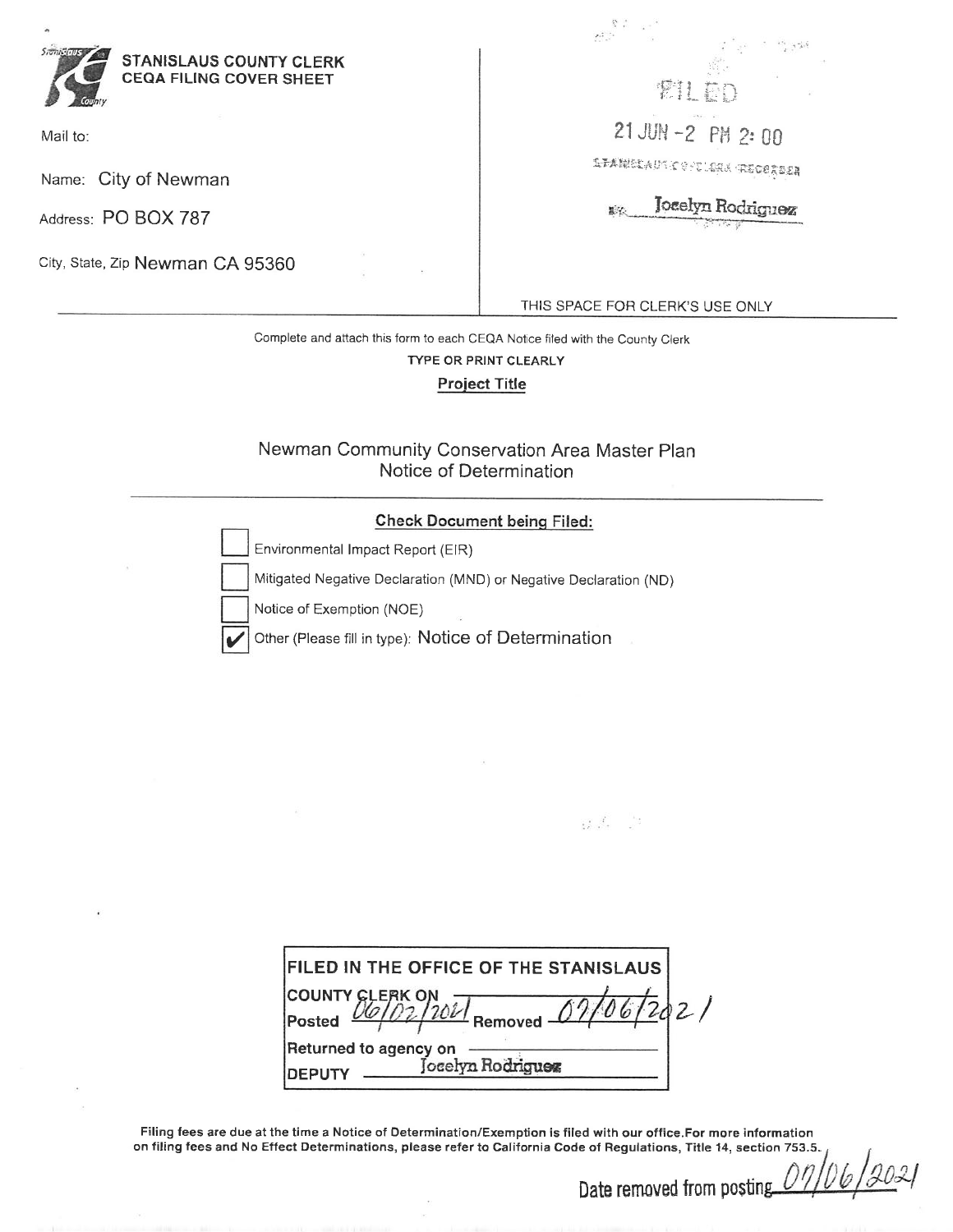**STANISLAUS COUNTY CLERK**
**CEQA FILING COVER SHEET**

Mail to:

Name: City of Newman

Address: PO BOX 787

City, State, Zip Newman CA 95360

FILED

21 JUN -2 PM 2:00

STANISLAUS CO. CLERK-RECORDER

BY Jocelyn Rodriguez

THIS SPACE FOR CLERK'S USE ONLY

Complete and attach this form to each CEQA Notice filed with the County Clerk

**TYPE OR PRINT CLEARLY**

**Project Title**

Newman Community Conservation Area Master Plan
Notice of Determination

**Check Document being Filed:**

- [ ] Environmental Impact Report (EIR)
- [ ] Mitigated Negative Declaration (MND) or Negative Declaration (ND)
- [ ] Notice of Exemption (NOE)
- [x] Other (Please fill in type): Notice of Determination

| FILED IN THE OFFICE OF THE STANISLAUS COUNTY CLERK ON |
| --- |
| Posted 06/02/2021 Removed 07/06/2021 |
| Returned to agency on |
| DEPUTY Jocelyn Rodriguez |

**Filing fees are due at the time a Notice of Determination/Exemption is filed with our office. For more information on filing fees and No Effect Determinations, please refer to California Code of Regulations, Title 14, section 753.5.**

Date removed from posting 07/06/2021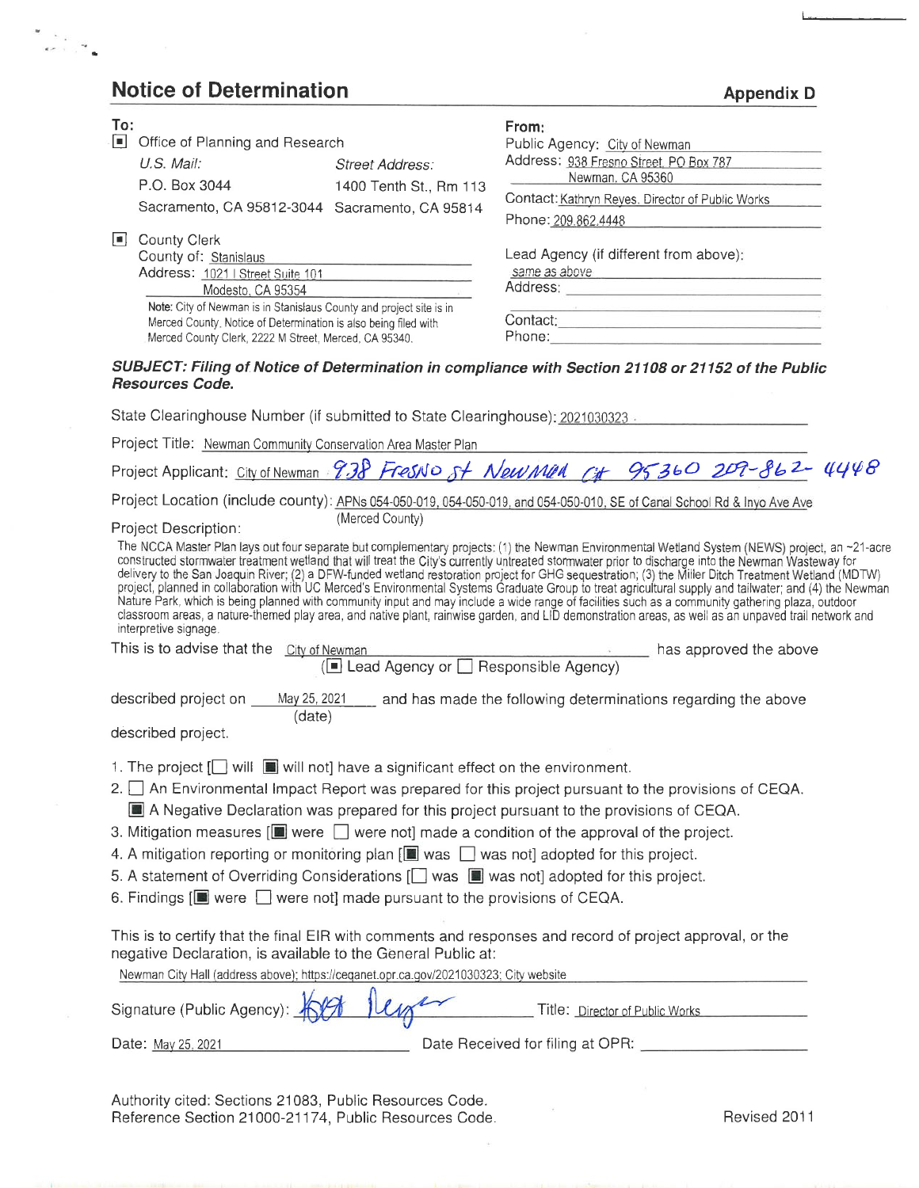# Notice of Determination

**Appendix D**

**To:**

[■] Office of Planning and Research

*U.S. Mail:*
P.O. Box 3044
Sacramento, CA 95812-3044

*Street Address:*
1400 Tenth St., Rm 113
Sacramento, CA 95814

[■] County Clerk
County of: Stanislaus
Address: 1021 I Street Suite 101
Modesto, CA 95354

Note: City of Newman is in Stanislaus County and project site is in Merced County. Notice of Determination is also being filed with Merced County Clerk, 2222 M Street, Merced, CA 95340.

**From:**

Public Agency: City of Newman
Address: 938 Fresno Street, PO Box 787
Newman, CA 95360
Contact: Kathryn Reyes, Director of Public Works
Phone: 209.862.4448

Lead Agency (if different from above):
same as above
Address:

Contact:
Phone:

***SUBJECT: Filing of Notice of Determination in compliance with Section 21108 or 21152 of the Public Resources Code.***

State Clearinghouse Number (if submitted to State Clearinghouse): 2021030323

Project Title: Newman Community Conservation Area Master Plan

Project Applicant: City of Newman 938 Fresno St Newman CA 95360 209-862-4448

Project Location (include county): APNs 054-050-019, 054-050-019, and 054-050-010, SE of Canal School Rd & Inyo Ave Ave (Merced County)

Project Description:

The NCCA Master Plan lays out four separate but complementary projects: (1) the Newman Environmental Wetland System (NEWS) project, an ~21-acre constructed stormwater treatment wetland that will treat the City's currently untreated stormwater prior to discharge into the Newman Wasteway for delivery to the San Joaquin River; (2) a DFW-funded wetland restoration project for GHG sequestration; (3) the Miller Ditch Treatment Wetland (MDTW) project, planned in collaboration with UC Merced's Environmental Systems Graduate Group to treat agricultural supply and tailwater; and (4) the Newman Nature Park, which is being planned with community input and may include a wide range of facilities such as a community gathering plaza, outdoor classroom areas, a nature-themed play area, and native plant, rainwise garden, and LID demonstration areas, as well as an unpaved trail network and interpretive signage.

This is to advise that the City of Newman ([■] Lead Agency or [ ] Responsible Agency) has approved the above described project on May 25, 2021 (date) and has made the following determinations regarding the above described project.

1. The project [ ] will [■] will not] have a significant effect on the environment.
2. [ ] An Environmental Impact Report was prepared for this project pursuant to the provisions of CEQA.
   [■] A Negative Declaration was prepared for this project pursuant to the provisions of CEQA.
3. Mitigation measures [■] were [ ] were not] made a condition of the approval of the project.
4. A mitigation reporting or monitoring plan [■] was [ ] was not] adopted for this project.
5. A statement of Overriding Considerations [ ] was [■] was not] adopted for this project.
6. Findings [■] were [ ] were not] made pursuant to the provisions of CEQA.

This is to certify that the final EIR with comments and responses and record of project approval, or the negative Declaration, is available to the General Public at:

Newman City Hall (address above); https://ceqanet.opr.ca.gov/2021030323; City website

Signature (Public Agency): [signature] Title: Director of Public Works

Date: May 25, 2021 Date Received for filing at OPR: ____________

Authority cited: Sections 21083, Public Resources Code.
Reference Section 21000-21174, Public Resources Code.

Revised 2011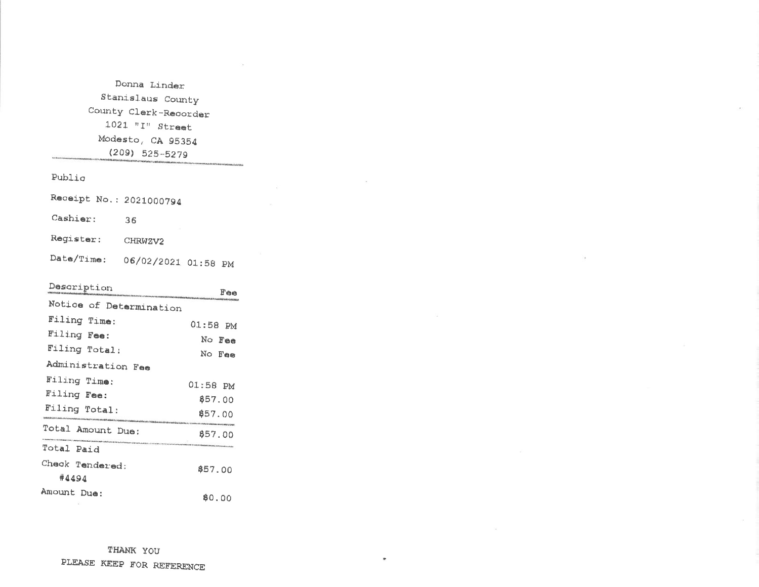Donna Linder
Stanislaus County
County Clerk-Recorder
1021 "I" Street
Modesto, CA 95354
(209) 525-5279

---

Public

Receipt No.: 2021000794

Cashier: 36

Register: CHRWZV2

Date/Time: 06/02/2021 01:58 PM

| Description | Fee |
|---|---|
| Notice of Determination | |
| Filing Time: | 01:58 PM |
| Filing Fee: | No Fee |
| Filing Total: | No Fee |
| Administration Fee | |
| Filing Time: | 01:58 PM |
| Filing Fee: | $57.00 |
| Filing Total: | $57.00 |
| Total Amount Due: | $57.00 |
| Total Paid | |
| Check Tendered: #4494 | $57.00 |
| Amount Due: | $0.00 |

THANK YOU
PLEASE KEEP FOR REFERENCE